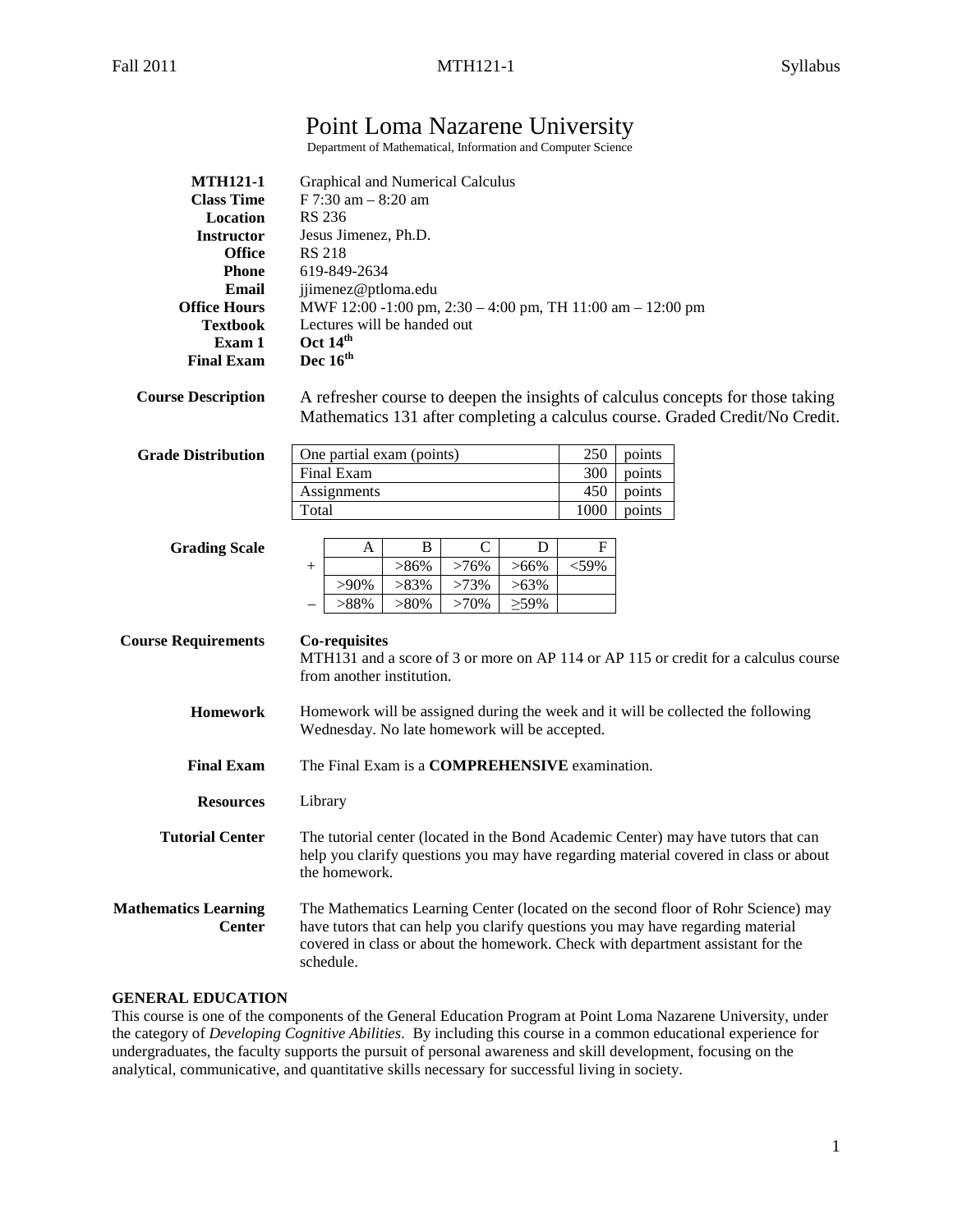# Point Loma Nazarene University

Department of Mathematical, Information and Computer Science

**MTH121-1** Graphical and Numerical Calculus
**Class Time** F 7:30 am – 8:20 am
**Location** RS 236
**Instructor** Jesus Jimenez, Ph.D.
**Office** RS 218
**Phone** 619-849-2634
**Email** jjimenez@ptloma.edu
**Office Hours** MWF 12:00 -1:00 pm, 2:30 – 4:00 pm, TH 11:00 am – 12:00 pm
**Textbook** Lectures will be handed out
**Exam 1** **Oct 14th**
**Final Exam** **Dec 16th**

**Course Description**

A refresher course to deepen the insights of calculus concepts for those taking Mathematics 131 after completing a calculus course. Graded Credit/No Credit.

**Grade Distribution**

| One partial exam (points) | 250 | points |
|---|---|---|
| Final Exam | 300 | points |
| Assignments | 450 | points |
| Total | 1000 | points |

**Grading Scale**

| | A | B | C | D | F |
|---|---|---|---|---|---|
| + | | >86% | >76% | >66% | <59% |
| | >90% | >83% | >73% | >63% | |
| – | >88% | >80% | >70% | ≥59% | |

**Course Requirements**

**Co-requisites**
MTH131 and a score of 3 or more on AP 114 or AP 115 or credit for a calculus course from another institution.

**Homework**

Homework will be assigned during the week and it will be collected the following Wednesday. No late homework will be accepted.

**Final Exam**

The Final Exam is a **COMPREHENSIVE** examination.

**Resources**

Library

**Tutorial Center**

The tutorial center (located in the Bond Academic Center) may have tutors that can help you clarify questions you may have regarding material covered in class or about the homework.

**Mathematics Learning Center**

The Mathematics Learning Center (located on the second floor of Rohr Science) may have tutors that can help you clarify questions you may have regarding material covered in class or about the homework. Check with department assistant for the schedule.

## GENERAL EDUCATION

This course is one of the components of the General Education Program at Point Loma Nazarene University, under the category of *Developing Cognitive Abilities*. By including this course in a common educational experience for undergraduates, the faculty supports the pursuit of personal awareness and skill development, focusing on the analytical, communicative, and quantitative skills necessary for successful living in society.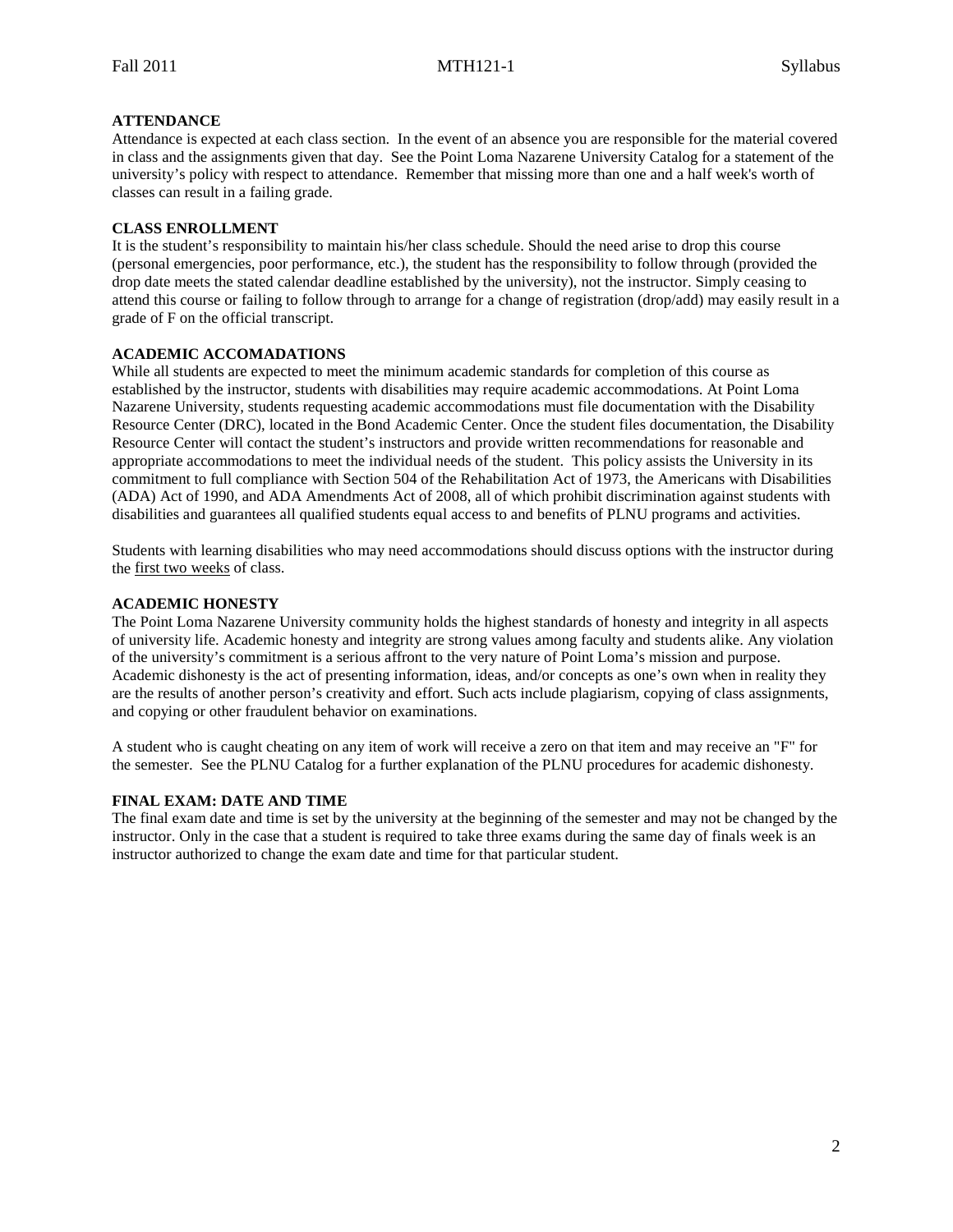**ATTENDANCE**
Attendance is expected at each class section. In the event of an absence you are responsible for the material covered in class and the assignments given that day. See the Point Loma Nazarene University Catalog for a statement of the university's policy with respect to attendance. Remember that missing more than one and a half week's worth of classes can result in a failing grade.

**CLASS ENROLLMENT**
It is the student's responsibility to maintain his/her class schedule. Should the need arise to drop this course (personal emergencies, poor performance, etc.), the student has the responsibility to follow through (provided the drop date meets the stated calendar deadline established by the university), not the instructor. Simply ceasing to attend this course or failing to follow through to arrange for a change of registration (drop/add) may easily result in a grade of F on the official transcript.

**ACADEMIC ACCOMADATIONS**
While all students are expected to meet the minimum academic standards for completion of this course as established by the instructor, students with disabilities may require academic accommodations. At Point Loma Nazarene University, students requesting academic accommodations must file documentation with the Disability Resource Center (DRC), located in the Bond Academic Center. Once the student files documentation, the Disability Resource Center will contact the student's instructors and provide written recommendations for reasonable and appropriate accommodations to meet the individual needs of the student. This policy assists the University in its commitment to full compliance with Section 504 of the Rehabilitation Act of 1973, the Americans with Disabilities (ADA) Act of 1990, and ADA Amendments Act of 2008, all of which prohibit discrimination against students with disabilities and guarantees all qualified students equal access to and benefits of PLNU programs and activities.

Students with learning disabilities who may need accommodations should discuss options with the instructor during the first two weeks of class.

**ACADEMIC HONESTY**
The Point Loma Nazarene University community holds the highest standards of honesty and integrity in all aspects of university life. Academic honesty and integrity are strong values among faculty and students alike. Any violation of the university's commitment is a serious affront to the very nature of Point Loma's mission and purpose. Academic dishonesty is the act of presenting information, ideas, and/or concepts as one's own when in reality they are the results of another person's creativity and effort. Such acts include plagiarism, copying of class assignments, and copying or other fraudulent behavior on examinations.

A student who is caught cheating on any item of work will receive a zero on that item and may receive an "F" for the semester. See the PLNU Catalog for a further explanation of the PLNU procedures for academic dishonesty.

**FINAL EXAM: DATE AND TIME**
The final exam date and time is set by the university at the beginning of the semester and may not be changed by the instructor. Only in the case that a student is required to take three exams during the same day of finals week is an instructor authorized to change the exam date and time for that particular student.